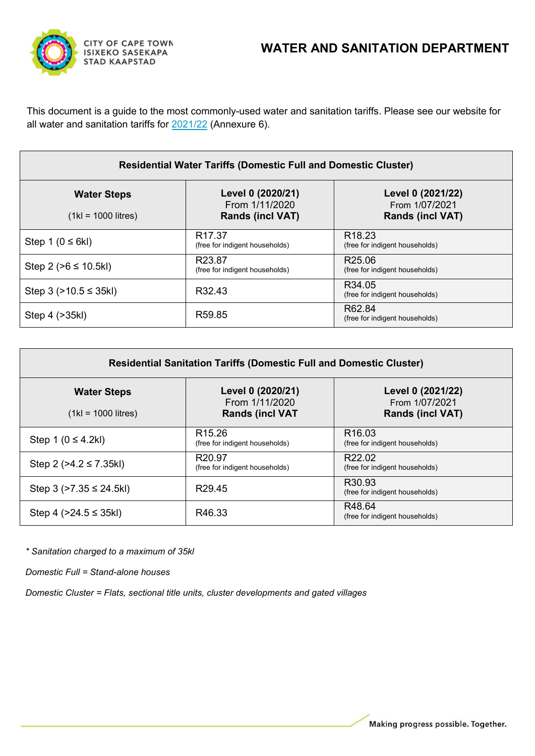CITY OF CAPE TOWN
ISIXEKO SASEKAPA
STAD KAAPSTAD

# WATER AND SANITATION DEPARTMENT

This document is a guide to the most commonly-used water and sanitation tariffs. Please see our website for all water and sanitation tariffs for 2021/22 (Annexure 6).

| Residential Water Tariffs (Domestic Full and Domestic Cluster) | | |
|---|---|---|
| **Water Steps** (1kl = 1000 litres) | **Level 0 (2020/21)** From 1/11/2020 **Rands (incl VAT)** | **Level 0 (2021/22)** From 1/07/2021 **Rands (incl VAT)** |
| Step 1 (0 ≤ 6kl) | R17.37 (free for indigent households) | R18.23 (free for indigent households) |
| Step 2 (>6 ≤ 10.5kl) | R23.87 (free for indigent households) | R25.06 (free for indigent households) |
| Step 3 (>10.5 ≤ 35kl) | R32.43 | R34.05 (free for indigent households) |
| Step 4 (>35kl) | R59.85 | R62.84 (free for indigent households) |

| Residential Sanitation Tariffs (Domestic Full and Domestic Cluster) | | |
|---|---|---|
| **Water Steps** (1kl = 1000 litres) | **Level 0 (2020/21)** From 1/11/2020 **Rands (incl VAT** | **Level 0 (2021/22)** From 1/07/2021 **Rands (incl VAT)** |
| Step 1 (0 ≤ 4.2kl) | R15.26 (free for indigent households) | R16.03 (free for indigent households) |
| Step 2 (>4.2 ≤ 7.35kl) | R20.97 (free for indigent households) | R22.02 (free for indigent households) |
| Step 3 (>7.35 ≤ 24.5kl) | R29.45 | R30.93 (free for indigent households) |
| Step 4 (>24.5 ≤ 35kl) | R46.33 | R48.64 (free for indigent households) |

*\* Sanitation charged to a maximum of 35kl*

*Domestic Full = Stand-alone houses*

*Domestic Cluster = Flats, sectional title units, cluster developments and gated villages*

Making progress possible. Together.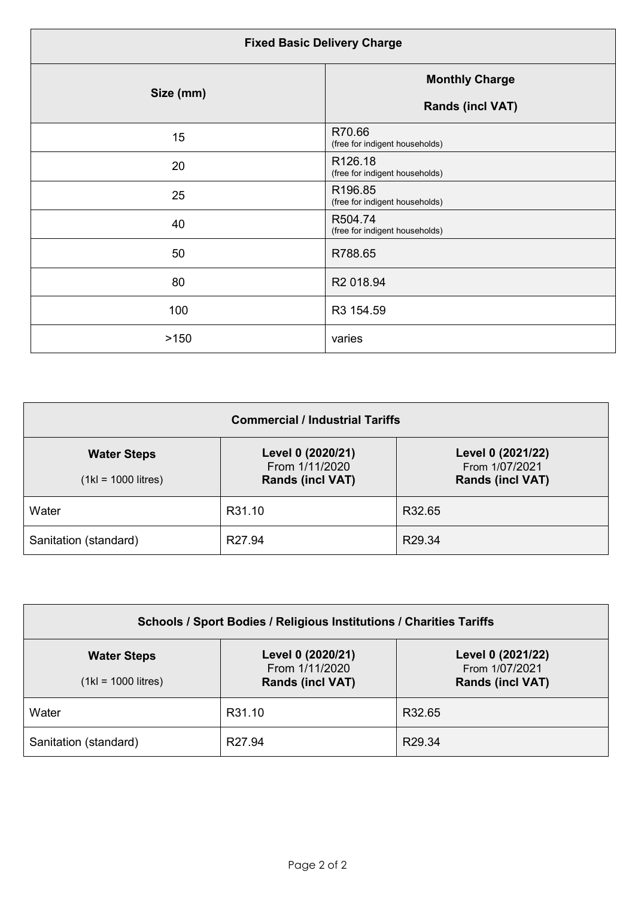| Fixed Basic Delivery Charge | |
|---|---|
| **Size (mm)** | **Monthly Charge Rands (incl VAT)** |
| 15 | R70.66 (free for indigent households) |
| 20 | R126.18 (free for indigent households) |
| 25 | R196.85 (free for indigent households) |
| 40 | R504.74 (free for indigent households) |
| 50 | R788.65 |
| 80 | R2 018.94 |
| 100 | R3 154.59 |
| >150 | varies |

| Commercial / Industrial Tariffs | | |
|---|---|---|
| **Water Steps** (1kl = 1000 litres) | **Level 0 (2020/21)** From 1/11/2020 **Rands (incl VAT)** | **Level 0 (2021/22)** From 1/07/2021 **Rands (incl VAT)** |
| Water | R31.10 | R32.65 |
| Sanitation (standard) | R27.94 | R29.34 |

| Schools / Sport Bodies / Religious Institutions / Charities Tariffs | | |
|---|---|---|
| **Water Steps** (1kl = 1000 litres) | **Level 0 (2020/21)** From 1/11/2020 **Rands (incl VAT)** | **Level 0 (2021/22)** From 1/07/2021 **Rands (incl VAT)** |
| Water | R31.10 | R32.65 |
| Sanitation (standard) | R27.94 | R29.34 |